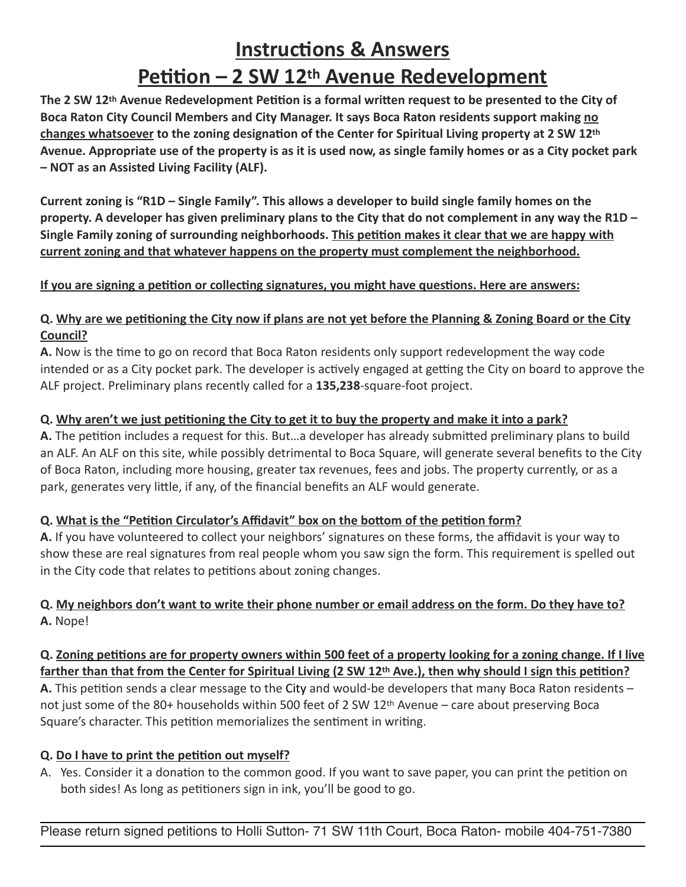# Instructions & Answers

# Petition – 2 SW 12th Avenue Redevelopment

**The 2 SW 12th Avenue Redevelopment Petition is a formal written request to be presented to the City of Boca Raton City Council Members and City Manager. It says Boca Raton residents support making <u>no changes whatsoever</u> to the zoning designation of the Center for Spiritual Living property at 2 SW 12th Avenue. Appropriate use of the property is as it is used now, as single family homes or as a City pocket park – NOT as an Assisted Living Facility (ALF).**

**Current zoning is "R1D – Single Family". This allows a developer to build single family homes on the property. A developer has given preliminary plans to the City that do not complement in any way the R1D – Single Family zoning of surrounding neighborhoods. <u>This petition makes it clear that we are happy with current zoning and that whatever happens on the property must complement the neighborhood.</u>**

**<u>If you are signing a petition or collecting signatures, you might have questions. Here are answers:</u>**

**Q. <u>Why are we petitioning the City now if plans are not yet before the Planning & Zoning Board or the City Council?</u>**
**A.** Now is the time to go on record that Boca Raton residents only support redevelopment the way code intended or as a City pocket park. The developer is actively engaged at getting the City on board to approve the ALF project. Preliminary plans recently called for a **135,238**-square-foot project.

**Q. <u>Why aren't we just petitioning the City to get it to buy the property and make it into a park?</u>**
**A.** The petition includes a request for this. But…a developer has already submitted preliminary plans to build an ALF. An ALF on this site, while possibly detrimental to Boca Square, will generate several benefits to the City of Boca Raton, including more housing, greater tax revenues, fees and jobs. The property currently, or as a park, generates very little, if any, of the financial benefits an ALF would generate.

**Q. <u>What is the "Petition Circulator's Affidavit" box on the bottom of the petition form?</u>**
**A.** If you have volunteered to collect your neighbors' signatures on these forms, the affidavit is your way to show these are real signatures from real people whom you saw sign the form. This requirement is spelled out in the City code that relates to petitions about zoning changes.

**Q. <u>My neighbors don't want to write their phone number or email address on the form. Do they have to?</u>**
**A.** Nope!

**Q. <u>Zoning petitions are for property owners within 500 feet of a property looking for a zoning change. If I live farther than that from the Center for Spiritual Living (2 SW 12th Ave.), then why should I sign this petition?</u>**
**A.** This petition sends a clear message to the City and would-be developers that many Boca Raton residents – not just some of the 80+ households within 500 feet of 2 SW 12th Avenue – care about preserving Boca Square's character. This petition memorializes the sentiment in writing.

**Q. <u>Do I have to print the petition out myself?</u>**
A. Yes. Consider it a donation to the common good. If you want to save paper, you can print the petition on both sides! As long as petitioners sign in ink, you'll be good to go.

---

Please return signed petitions to Holli Sutton- 71 SW 11th Court, Boca Raton- mobile 404-751-7380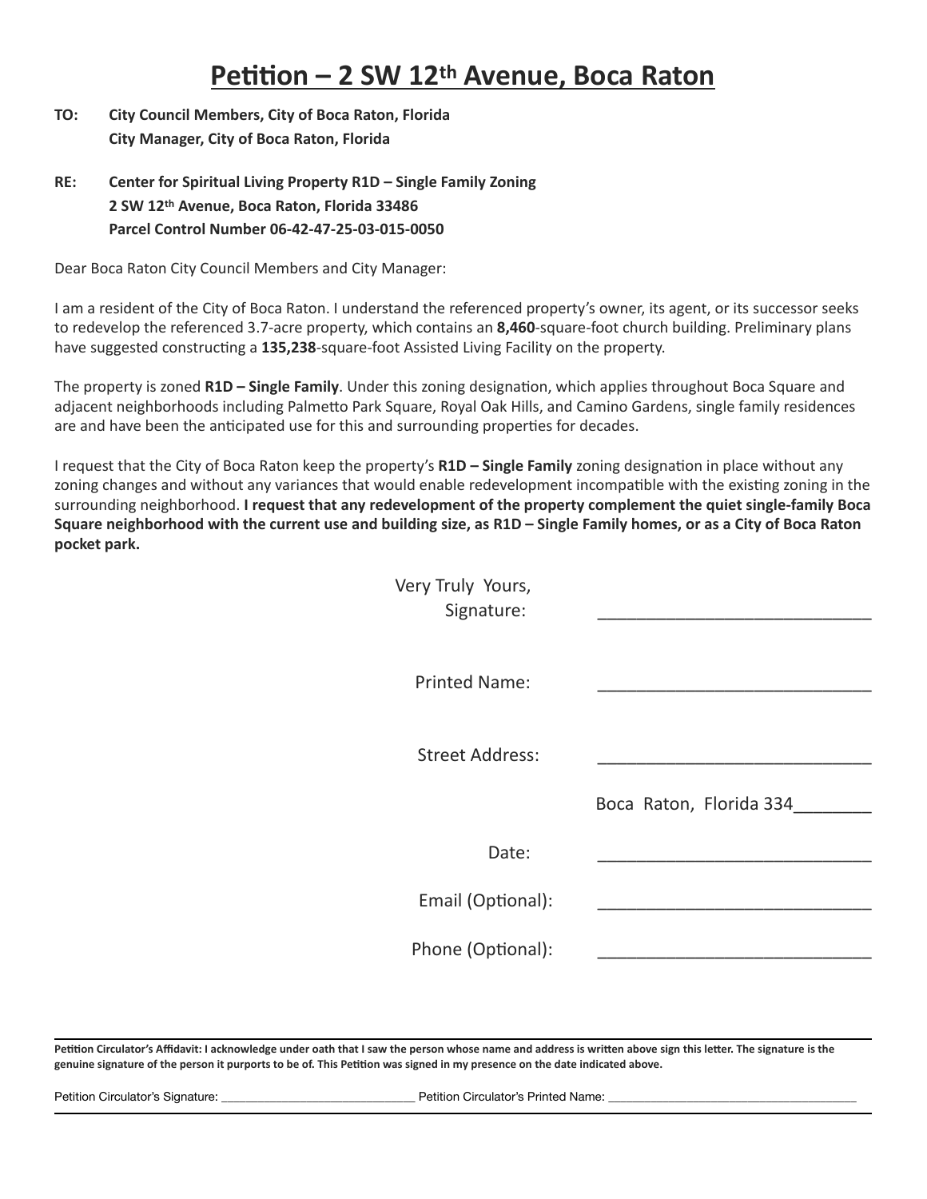# Petition – 2 SW 12th Avenue, Boca Raton

**TO: City Council Members, City of Boca Raton, Florida**
**City Manager, City of Boca Raton, Florida**

**RE: Center for Spiritual Living Property R1D – Single Family Zoning**
**2 SW 12th Avenue, Boca Raton, Florida 33486**
**Parcel Control Number 06-42-47-25-03-015-0050**

Dear Boca Raton City Council Members and City Manager:

I am a resident of the City of Boca Raton. I understand the referenced property's owner, its agent, or its successor seeks to redevelop the referenced 3.7-acre property, which contains an **8,460**-square-foot church building. Preliminary plans have suggested constructing a **135,238**-square-foot Assisted Living Facility on the property.

The property is zoned **R1D – Single Family**. Under this zoning designation, which applies throughout Boca Square and adjacent neighborhoods including Palmetto Park Square, Royal Oak Hills, and Camino Gardens, single family residences are and have been the anticipated use for this and surrounding properties for decades.

I request that the City of Boca Raton keep the property's **R1D – Single Family** zoning designation in place without any zoning changes and without any variances that would enable redevelopment incompatible with the existing zoning in the surrounding neighborhood. **I request that any redevelopment of the property complement the quiet single-family Boca Square neighborhood with the current use and building size, as R1D – Single Family homes, or as a City of Boca Raton pocket park.**

Very Truly Yours,

Signature: ______________________________

Printed Name: ______________________________

Street Address: ______________________________

Boca Raton, Florida 334________

Date: ______________________________

Email (Optional): ______________________________

Phone (Optional): ______________________________

---

**Petition Circulator's Affidavit: I acknowledge under oath that I saw the person whose name and address is written above sign this letter. The signature is the genuine signature of the person it purports to be of. This Petition was signed in my presence on the date indicated above.**

Petition Circulator's Signature: ______________________________ Petition Circulator's Printed Name: ______________________________